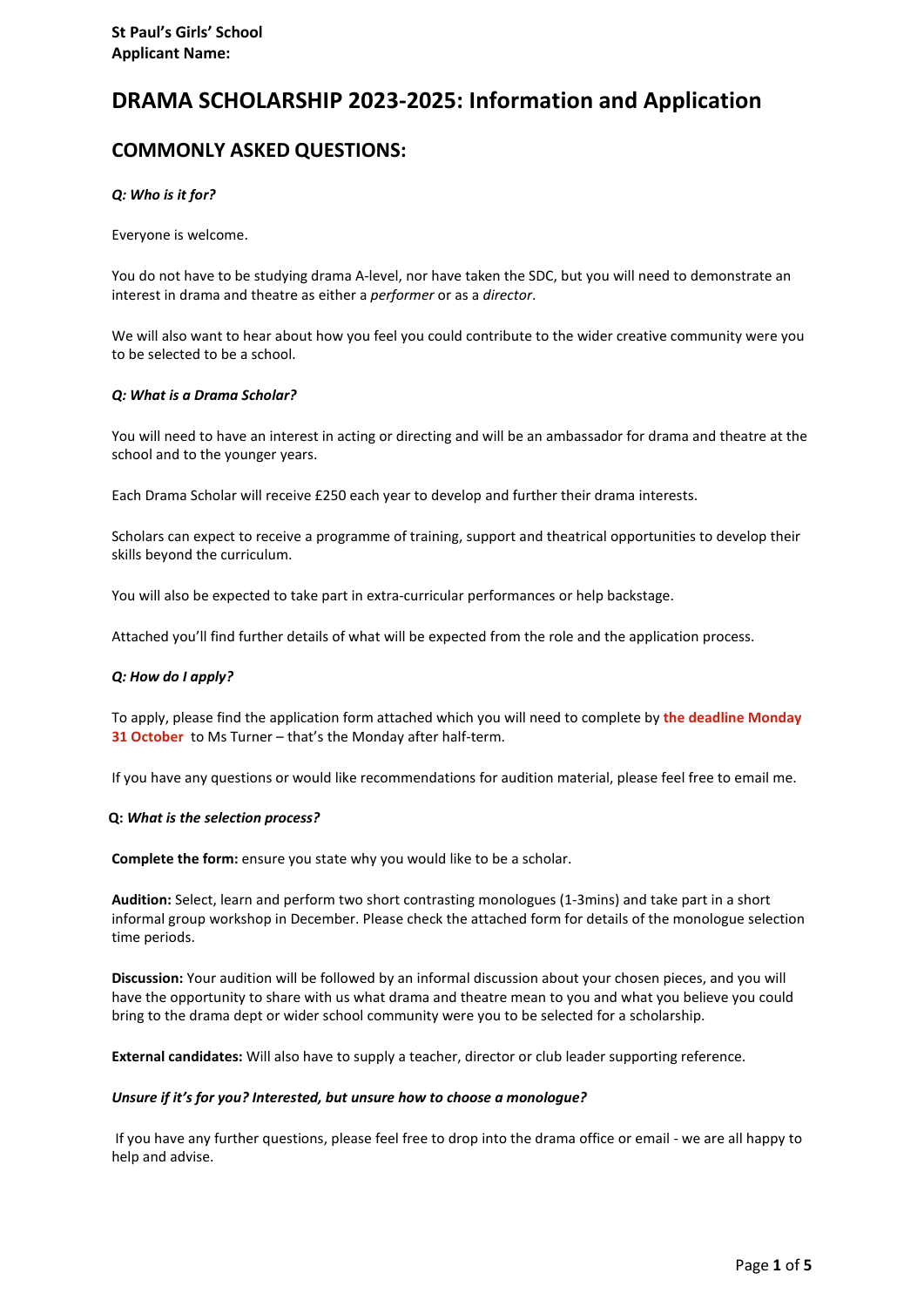**St Paul's Girls' School**
**Applicant Name:**

# DRAMA SCHOLARSHIP 2023-2025: Information and Application

## COMMONLY ASKED QUESTIONS:

***Q: Who is it for?***

Everyone is welcome.

You do not have to be studying drama A-level, nor have taken the SDC, but you will need to demonstrate an interest in drama and theatre as either a *performer* or as a *director*.

We will also want to hear about how you feel you could contribute to the wider creative community were you to be selected to be a school.

***Q: What is a Drama Scholar?***

You will need to have an interest in acting or directing and will be an ambassador for drama and theatre at the school and to the younger years.

Each Drama Scholar will receive £250 each year to develop and further their drama interests.

Scholars can expect to receive a programme of training, support and theatrical opportunities to develop their skills beyond the curriculum.

You will also be expected to take part in extra-curricular performances or help backstage.

Attached you'll find further details of what will be expected from the role and the application process.

***Q: How do I apply?***

To apply, please find the application form attached which you will need to complete by **the deadline Monday 31 October** to Ms Turner – that's the Monday after half-term.

If you have any questions or would like recommendations for audition material, please feel free to email me.

**Q:** ***What is the selection process?***

**Complete the form:** ensure you state why you would like to be a scholar.

**Audition:** Select, learn and perform two short contrasting monologues (1-3mins) and take part in a short informal group workshop in December. Please check the attached form for details of the monologue selection time periods.

**Discussion:** Your audition will be followed by an informal discussion about your chosen pieces, and you will have the opportunity to share with us what drama and theatre mean to you and what you believe you could bring to the drama dept or wider school community were you to be selected for a scholarship.

**External candidates:** Will also have to supply a teacher, director or club leader supporting reference.

***Unsure if it's for you? Interested, but unsure how to choose a monologue?***

If you have any further questions, please feel free to drop into the drama office or email - we are all happy to help and advise.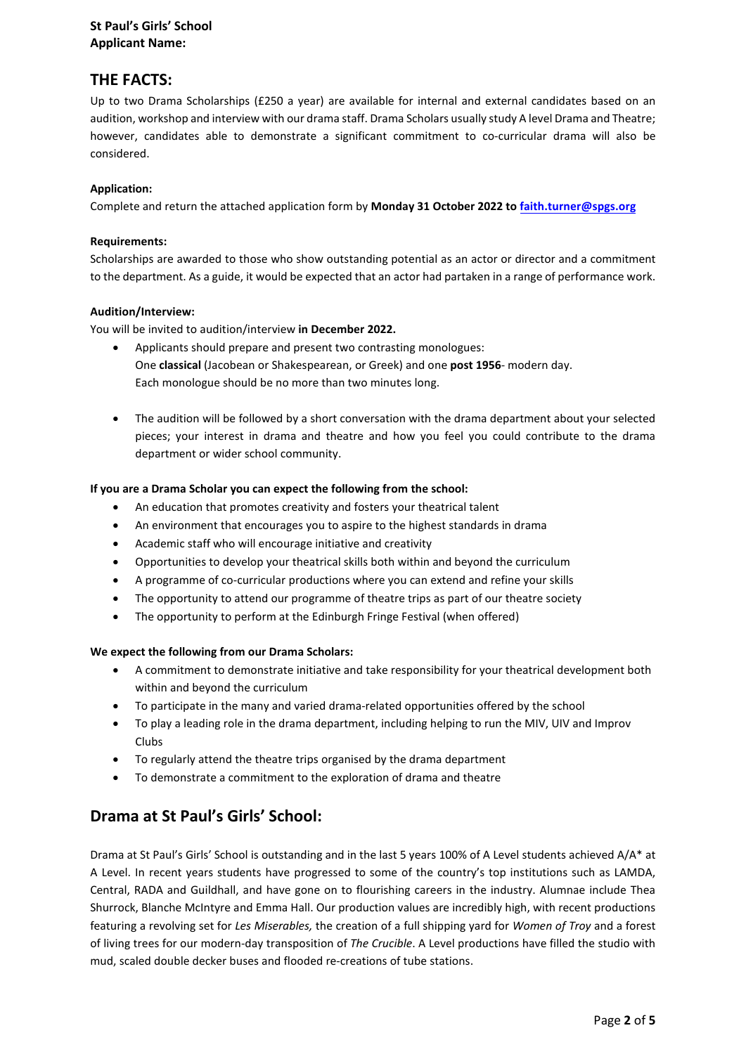**St Paul's Girls' School**
**Applicant Name:**

## THE FACTS:

Up to two Drama Scholarships (£250 a year) are available for internal and external candidates based on an audition, workshop and interview with our drama staff. Drama Scholars usually study A level Drama and Theatre; however, candidates able to demonstrate a significant commitment to co-curricular drama will also be considered.

**Application:**

Complete and return the attached application form by **Monday 31 October 2022 to [faith.turner@spgs.org](mailto:faith.turner@spgs.org)**

**Requirements:**

Scholarships are awarded to those who show outstanding potential as an actor or director and a commitment to the department. As a guide, it would be expected that an actor had partaken in a range of performance work.

**Audition/Interview:**

You will be invited to audition/interview **in December 2022.**

- Applicants should prepare and present two contrasting monologues:
  One **classical** (Jacobean or Shakespearean, or Greek) and one **post 1956**- modern day.
  Each monologue should be no more than two minutes long.

- The audition will be followed by a short conversation with the drama department about your selected pieces; your interest in drama and theatre and how you feel you could contribute to the drama department or wider school community.

**If you are a Drama Scholar you can expect the following from the school:**

- An education that promotes creativity and fosters your theatrical talent
- An environment that encourages you to aspire to the highest standards in drama
- Academic staff who will encourage initiative and creativity
- Opportunities to develop your theatrical skills both within and beyond the curriculum
- A programme of co-curricular productions where you can extend and refine your skills
- The opportunity to attend our programme of theatre trips as part of our theatre society
- The opportunity to perform at the Edinburgh Fringe Festival (when offered)

**We expect the following from our Drama Scholars:**

- A commitment to demonstrate initiative and take responsibility for your theatrical development both within and beyond the curriculum
- To participate in the many and varied drama-related opportunities offered by the school
- To play a leading role in the drama department, including helping to run the MIV, UIV and Improv Clubs
- To regularly attend the theatre trips organised by the drama department
- To demonstrate a commitment to the exploration of drama and theatre

## Drama at St Paul's Girls' School:

Drama at St Paul's Girls' School is outstanding and in the last 5 years 100% of A Level students achieved A/A* at A Level. In recent years students have progressed to some of the country's top institutions such as LAMDA, Central, RADA and Guildhall, and have gone on to flourishing careers in the industry. Alumnae include Thea Shurrock, Blanche McIntyre and Emma Hall. Our production values are incredibly high, with recent productions featuring a revolving set for *Les Miserables,* the creation of a full shipping yard for *Women of Troy* and a forest of living trees for our modern-day transposition of *The Crucible*. A Level productions have filled the studio with mud, scaled double decker buses and flooded re-creations of tube stations.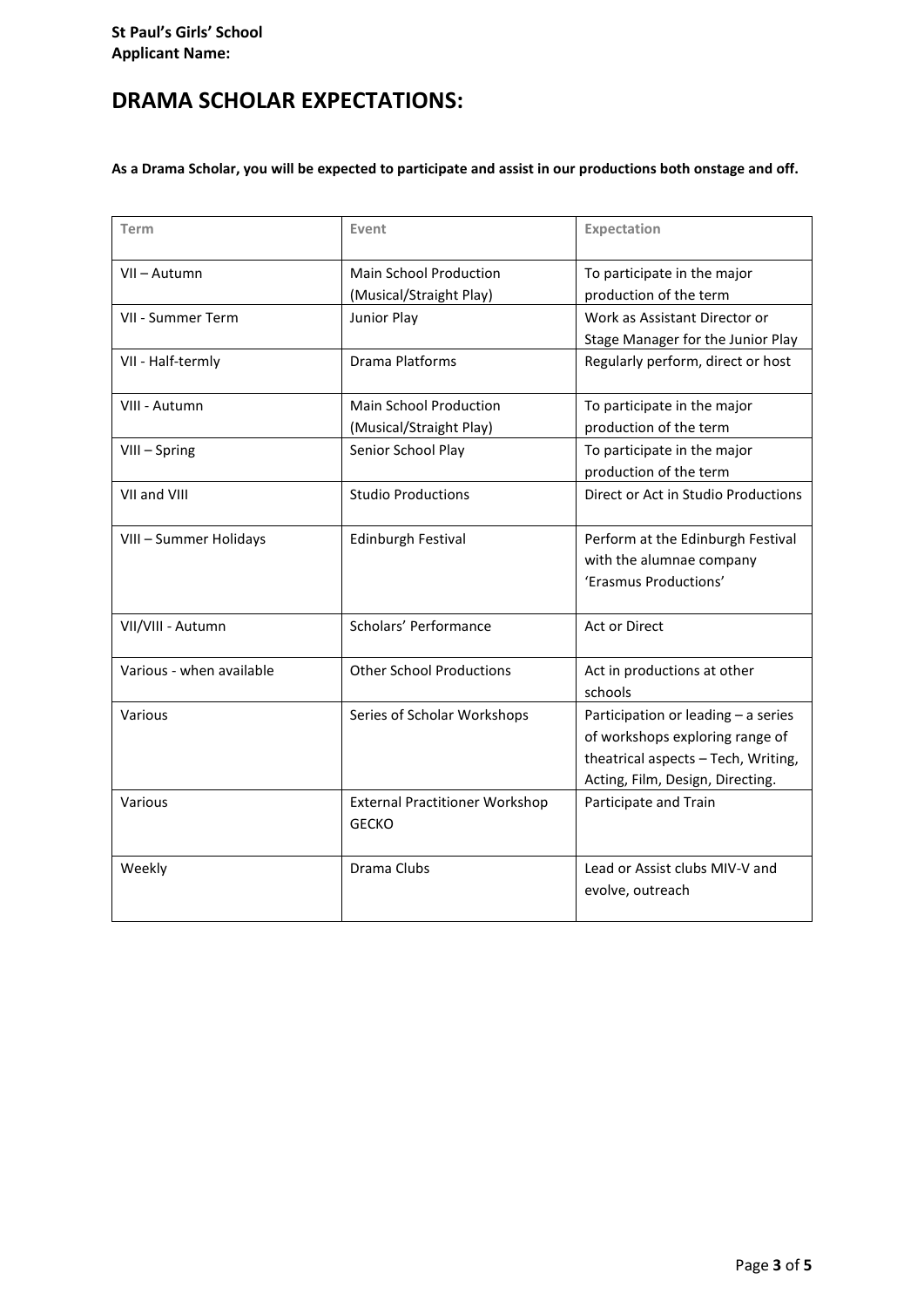**St Paul's Girls' School**
**Applicant Name:**

# DRAMA SCHOLAR EXPECTATIONS:

**As a Drama Scholar, you will be expected to participate and assist in our productions both onstage and off.**

| Term | Event | Expectation |
|---|---|---|
| VII – Autumn | Main School Production (Musical/Straight Play) | To participate in the major production of the term |
| VII - Summer Term | Junior Play | Work as Assistant Director or Stage Manager for the Junior Play |
| VII - Half-termly | Drama Platforms | Regularly perform, direct or host |
| VIII - Autumn | Main School Production (Musical/Straight Play) | To participate in the major production of the term |
| VIII – Spring | Senior School Play | To participate in the major production of the term |
| VII and VIII | Studio Productions | Direct or Act in Studio Productions |
| VIII – Summer Holidays | Edinburgh Festival | Perform at the Edinburgh Festival with the alumnae company 'Erasmus Productions' |
| VII/VIII - Autumn | Scholars' Performance | Act or Direct |
| Various - when available | Other School Productions | Act in productions at other schools |
| Various | Series of Scholar Workshops | Participation or leading – a series of workshops exploring range of theatrical aspects – Tech, Writing, Acting, Film, Design, Directing. |
| Various | External Practitioner Workshop GECKO | Participate and Train |
| Weekly | Drama Clubs | Lead or Assist clubs MIV-V and evolve, outreach |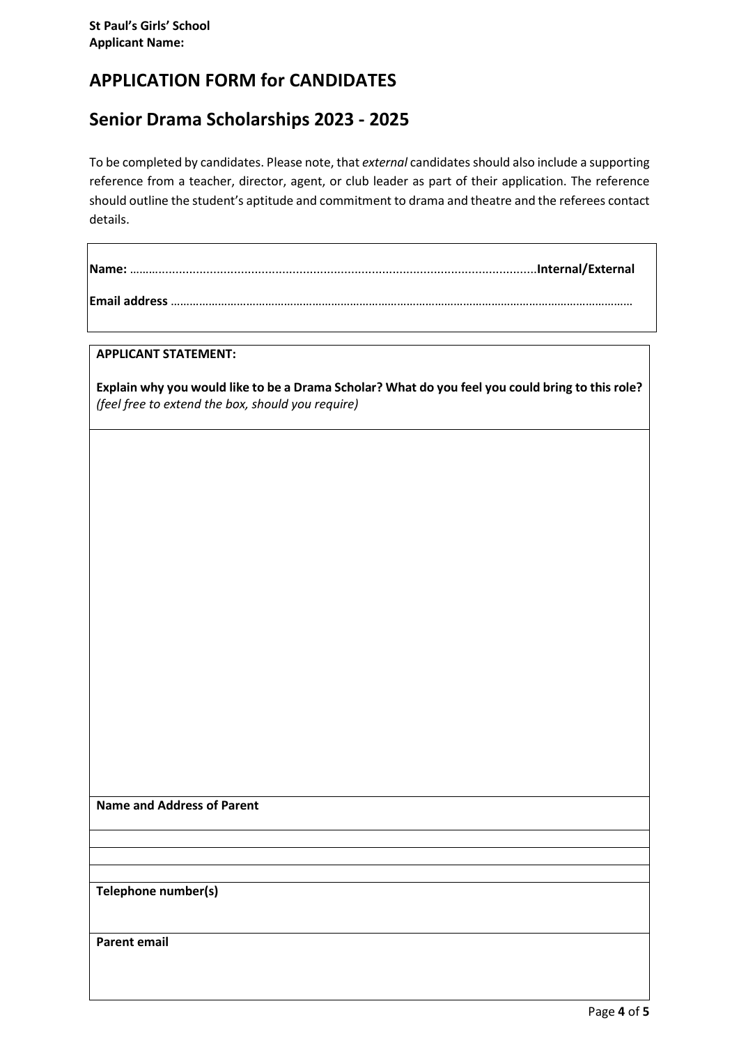**St Paul's Girls' School**
**Applicant Name:**

## APPLICATION FORM for CANDIDATES

## Senior Drama Scholarships 2023 - 2025

To be completed by candidates. Please note, that *external* candidates should also include a supporting reference from a teacher, director, agent, or club leader as part of their application. The reference should outline the student's aptitude and commitment to drama and theatre and the referees contact details.

**Name:** ………………………………………………………………………………………………………**Internal/External**

**Email address** ……………………………………………………………………………………………………………………

| **APPLICANT STATEMENT:**<br><br>**Explain why you would like to be a Drama Scholar? What do you feel you could bring to this role?** *(feel free to extend the box, should you require)* |
|---|
| |
| **Name and Address of Parent** |
| |
| |
| |
| **Telephone number(s)** |
| **Parent email** |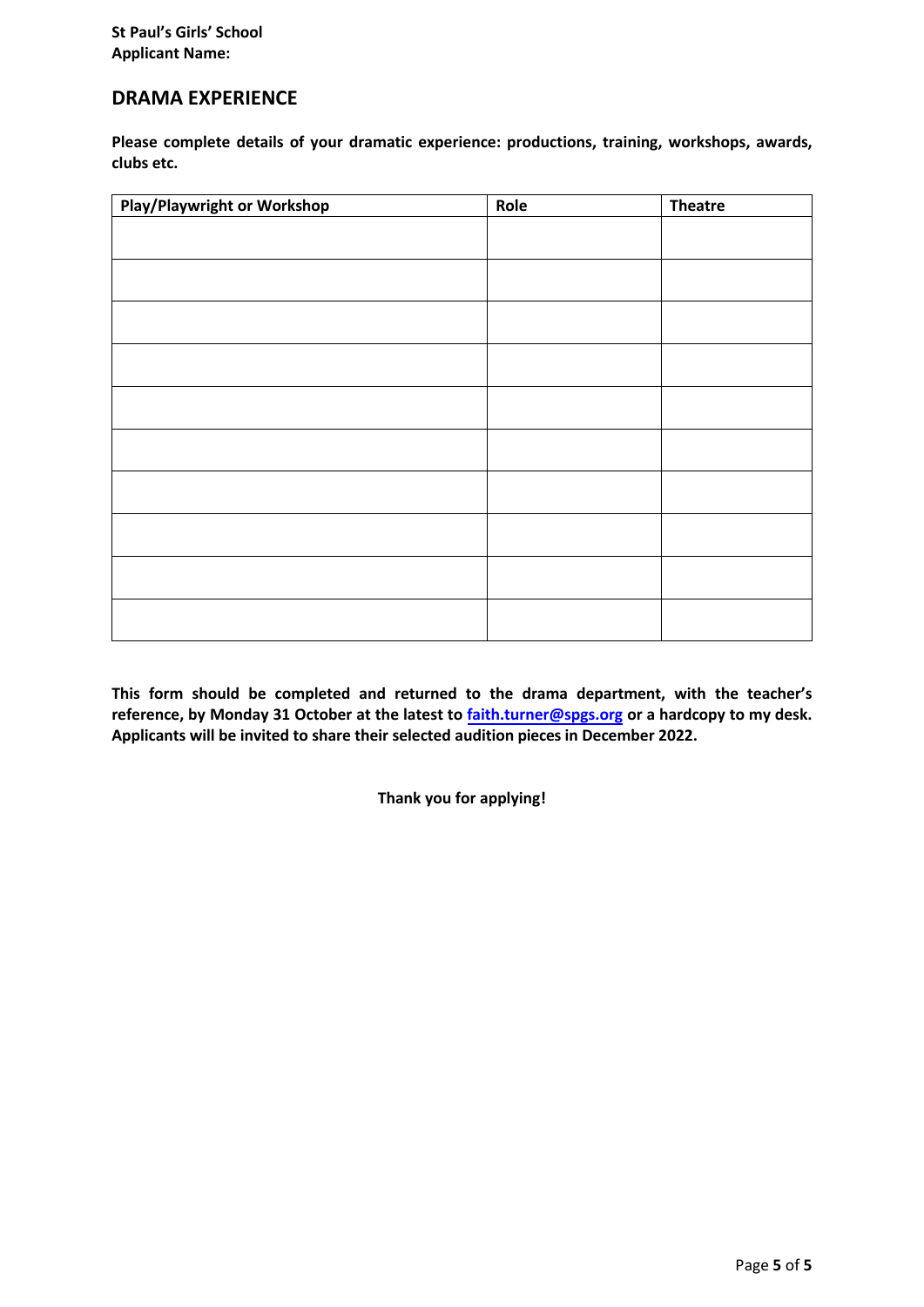**St Paul's Girls' School**
**Applicant Name:**

## DRAMA EXPERIENCE

**Please complete details of your dramatic experience: productions, training, workshops, awards, clubs etc.**

| Play/Playwright or Workshop | Role | Theatre |
|---|---|---|
| | | |
| | | |
| | | |
| | | |
| | | |
| | | |
| | | |
| | | |
| | | |
| | | |

**This form should be completed and returned to the drama department, with the teacher's reference, by Monday 31 October at the latest to [faith.turner@spgs.org](mailto:faith.turner@spgs.org) or a hardcopy to my desk. Applicants will be invited to share their selected audition pieces in December 2022.**

**Thank you for applying!**